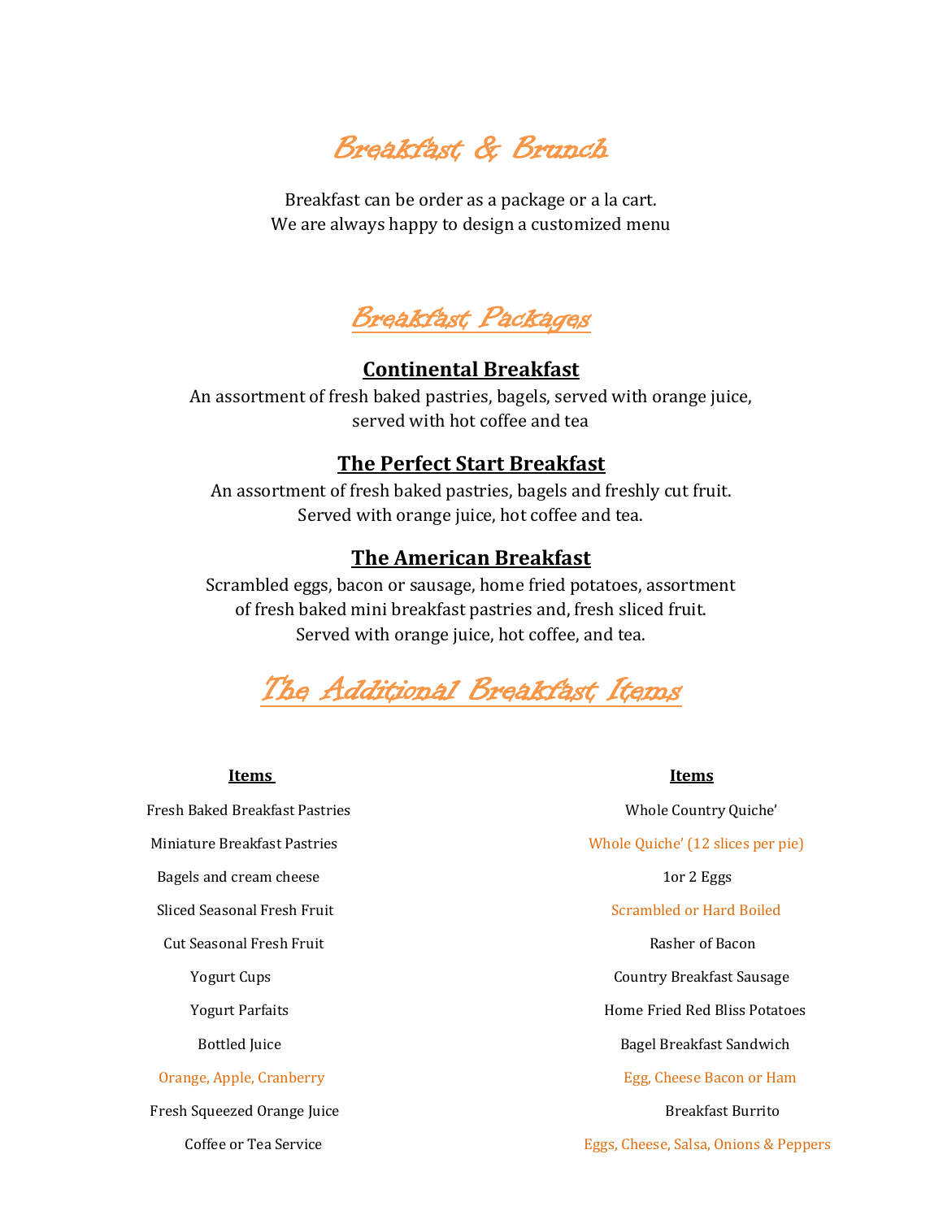# Breakfast & Brunch

Breakfast can be order as a package or a la cart.
We are always happy to design a customized menu

## Breakfast Packages

### Continental Breakfast

An assortment of fresh baked pastries, bagels, served with orange juice, served with hot coffee and tea

### The Perfect Start Breakfast

An assortment of fresh baked pastries, bagels and freshly cut fruit. Served with orange juice, hot coffee and tea.

### The American Breakfast

Scrambled eggs, bacon or sausage, home fried potatoes, assortment of fresh baked mini breakfast pastries and, fresh sliced fruit. Served with orange juice, hot coffee, and tea.

## The Additional Breakfast Items

| Items | Items |
|---|---|
| Fresh Baked Breakfast Pastries | Whole Country Quiche’ |
| Miniature Breakfast Pastries | Whole Quiche’ (12 slices per pie) |
| Bagels and cream cheese | 1or 2 Eggs |
| Sliced Seasonal Fresh Fruit | Scrambled or Hard Boiled |
| Cut Seasonal Fresh Fruit | Rasher of Bacon |
| Yogurt Cups | Country Breakfast Sausage |
| Yogurt Parfaits | Home Fried Red Bliss Potatoes |
| Bottled Juice | Bagel Breakfast Sandwich |
| Orange, Apple, Cranberry | Egg, Cheese Bacon or Ham |
| Fresh Squeezed Orange Juice | Breakfast Burrito |
| Coffee or Tea Service | Eggs, Cheese, Salsa, Onions & Peppers |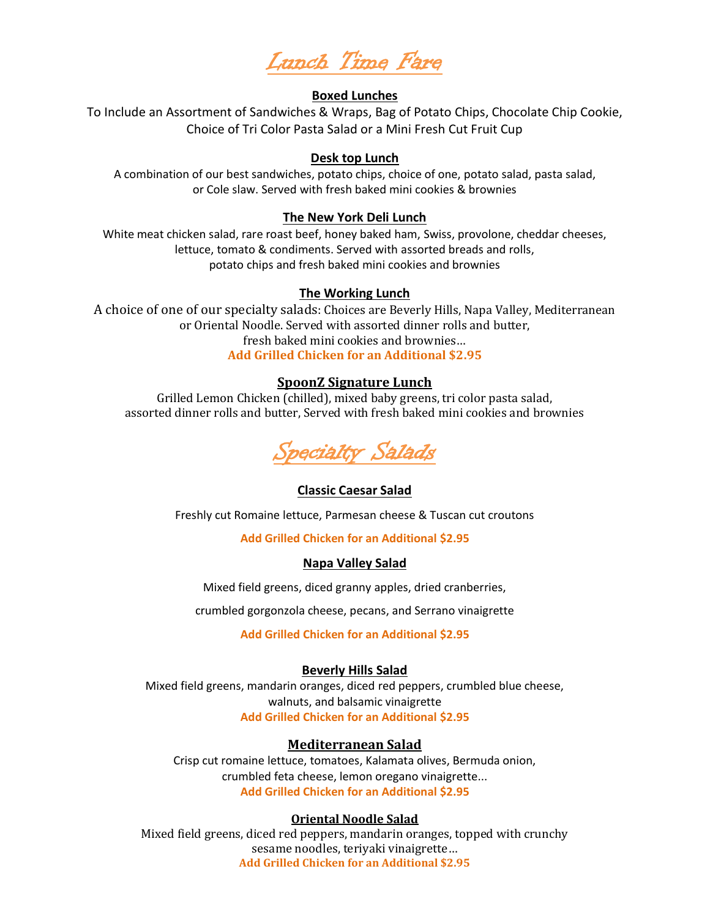# Lunch Time Fare

## Boxed Lunches

To Include an Assortment of Sandwiches & Wraps, Bag of Potato Chips, Chocolate Chip Cookie, Choice of Tri Color Pasta Salad or a Mini Fresh Cut Fruit Cup

## Desk top Lunch

A combination of our best sandwiches, potato chips, choice of one, potato salad, pasta salad, or Cole slaw. Served with fresh baked mini cookies & brownies

## The New York Deli Lunch

White meat chicken salad, rare roast beef, honey baked ham, Swiss, provolone, cheddar cheeses, lettuce, tomato & condiments. Served with assorted breads and rolls, potato chips and fresh baked mini cookies and brownies

## The Working Lunch

A choice of one of our specialty salads: Choices are Beverly Hills, Napa Valley, Mediterranean or Oriental Noodle. Served with assorted dinner rolls and butter, fresh baked mini cookies and brownies…

**Add Grilled Chicken for an Additional $2.95**

## SpoonZ Signature Lunch

Grilled Lemon Chicken (chilled), mixed baby greens, tri color pasta salad, assorted dinner rolls and butter, Served with fresh baked mini cookies and brownies

# Specialty Salads

## Classic Caesar Salad

Freshly cut Romaine lettuce, Parmesan cheese & Tuscan cut croutons

**Add Grilled Chicken for an Additional $2.95**

## Napa Valley Salad

Mixed field greens, diced granny apples, dried cranberries,

crumbled gorgonzola cheese, pecans, and Serrano vinaigrette

**Add Grilled Chicken for an Additional $2.95**

## Beverly Hills Salad

Mixed field greens, mandarin oranges, diced red peppers, crumbled blue cheese, walnuts, and balsamic vinaigrette

**Add Grilled Chicken for an Additional $2.95**

## Mediterranean Salad

Crisp cut romaine lettuce, tomatoes, Kalamata olives, Bermuda onion, crumbled feta cheese, lemon oregano vinaigrette…

**Add Grilled Chicken for an Additional $2.95**

## Oriental Noodle Salad

Mixed field greens, diced red peppers, mandarin oranges, topped with crunchy sesame noodles, teriyaki vinaigrette…

**Add Grilled Chicken for an Additional $2.95**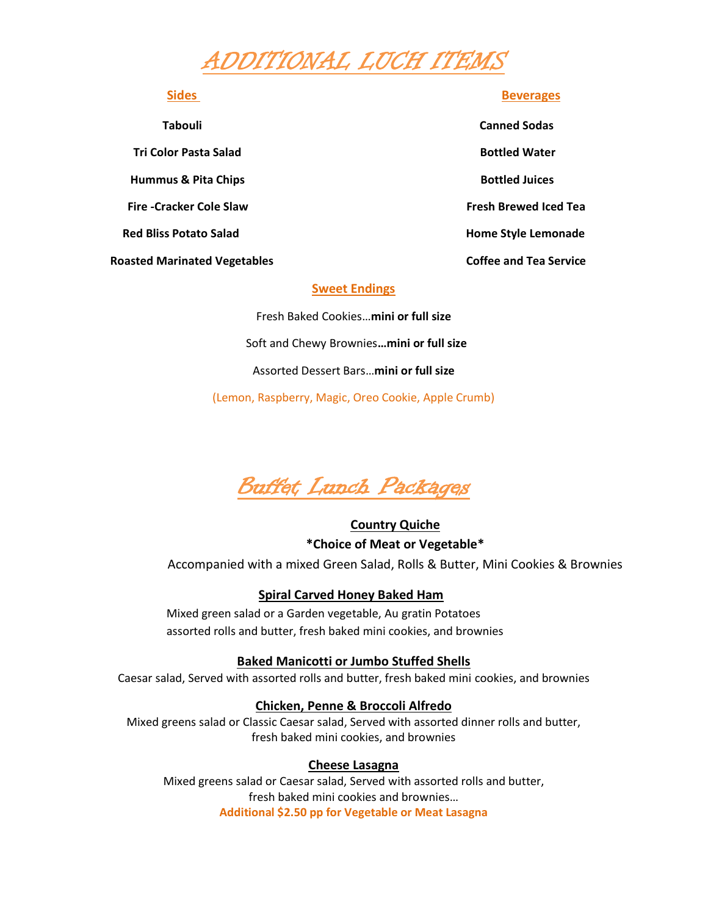# ADDITIONAL LUCH ITEMS

## Sides

**Tabouli**

**Tri Color Pasta Salad**

**Hummus & Pita Chips**

**Fire -Cracker Cole Slaw**

**Red Bliss Potato Salad**

**Roasted Marinated Vegetables**

## Beverages

**Canned Sodas**

**Bottled Water**

**Bottled Juices**

**Fresh Brewed Iced Tea**

**Home Style Lemonade**

**Coffee and Tea Service**

## Sweet Endings

Fresh Baked Cookies…**mini or full size**

Soft and Chewy Brownies**…mini or full size**

Assorted Dessert Bars…**mini or full size**

(Lemon, Raspberry, Magic, Oreo Cookie, Apple Crumb)

# Buffet Lunch Packages

### Country Quiche

**\*Choice of Meat or Vegetable\***

Accompanied with a mixed Green Salad, Rolls & Butter, Mini Cookies & Brownies

### Spiral Carved Honey Baked Ham

Mixed green salad or a Garden vegetable, Au gratin Potatoes
assorted rolls and butter, fresh baked mini cookies, and brownies

### Baked Manicotti or Jumbo Stuffed Shells

Caesar salad, Served with assorted rolls and butter, fresh baked mini cookies, and brownies

### Chicken, Penne & Broccoli Alfredo

Mixed greens salad or Classic Caesar salad, Served with assorted dinner rolls and butter, fresh baked mini cookies, and brownies

### Cheese Lasagna

Mixed greens salad or Caesar salad, Served with assorted rolls and butter, fresh baked mini cookies and brownies…

**Additional $2.50 pp for Vegetable or Meat Lasagna**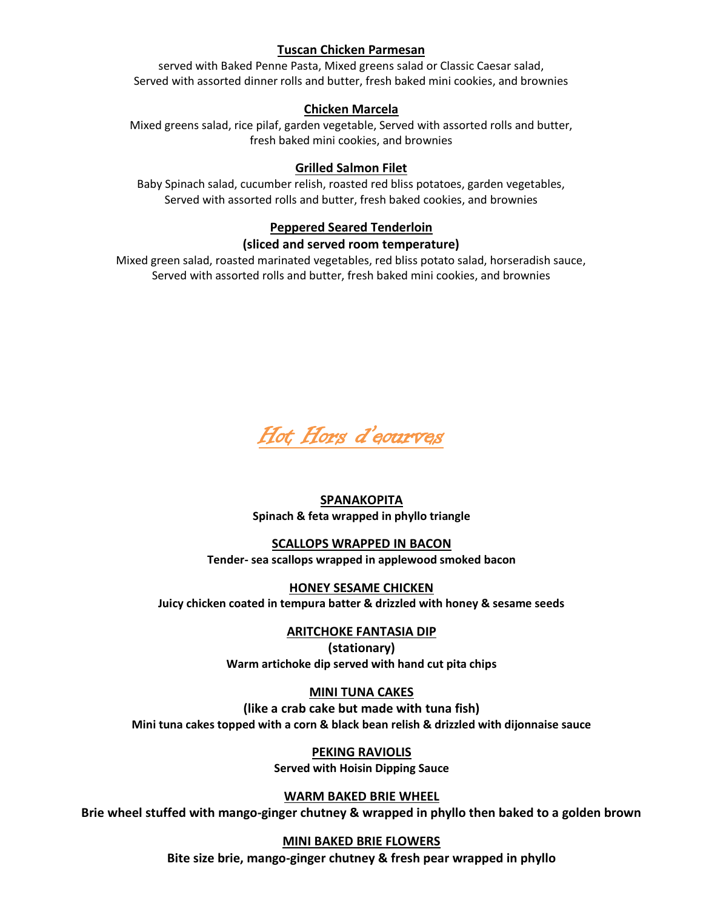**Tuscan Chicken Parmesan**

served with Baked Penne Pasta, Mixed greens salad or Classic Caesar salad, Served with assorted dinner rolls and butter, fresh baked mini cookies, and brownies

**Chicken Marcela**

Mixed greens salad, rice pilaf, garden vegetable, Served with assorted rolls and butter, fresh baked mini cookies, and brownies

**Grilled Salmon Filet**

Baby Spinach salad, cucumber relish, roasted red bliss potatoes, garden vegetables, Served with assorted rolls and butter, fresh baked cookies, and brownies

**Peppered Seared Tenderloin**

**(sliced and served room temperature)**

Mixed green salad, roasted marinated vegetables, red bliss potato salad, horseradish sauce, Served with assorted rolls and butter, fresh baked mini cookies, and brownies

# *Hot Hors d'eourves*

**SPANAKOPITA**

**Spinach & feta wrapped in phyllo triangle**

**SCALLOPS WRAPPED IN BACON**

**Tender- sea scallops wrapped in applewood smoked bacon**

**HONEY SESAME CHICKEN**

**Juicy chicken coated in tempura batter & drizzled with honey & sesame seeds**

**ARITCHOKE FANTASIA DIP**

**(stationary)**

**Warm artichoke dip served with hand cut pita chips**

**MINI TUNA CAKES**

**(like a crab cake but made with tuna fish)**

**Mini tuna cakes topped with a corn & black bean relish & drizzled with dijonnaise sauce**

**PEKING RAVIOLIS**

**Served with Hoisin Dipping Sauce**

**WARM BAKED BRIE WHEEL**

**Brie wheel stuffed with mango-ginger chutney & wrapped in phyllo then baked to a golden brown**

**MINI BAKED BRIE FLOWERS**

**Bite size brie, mango-ginger chutney & fresh pear wrapped in phyllo**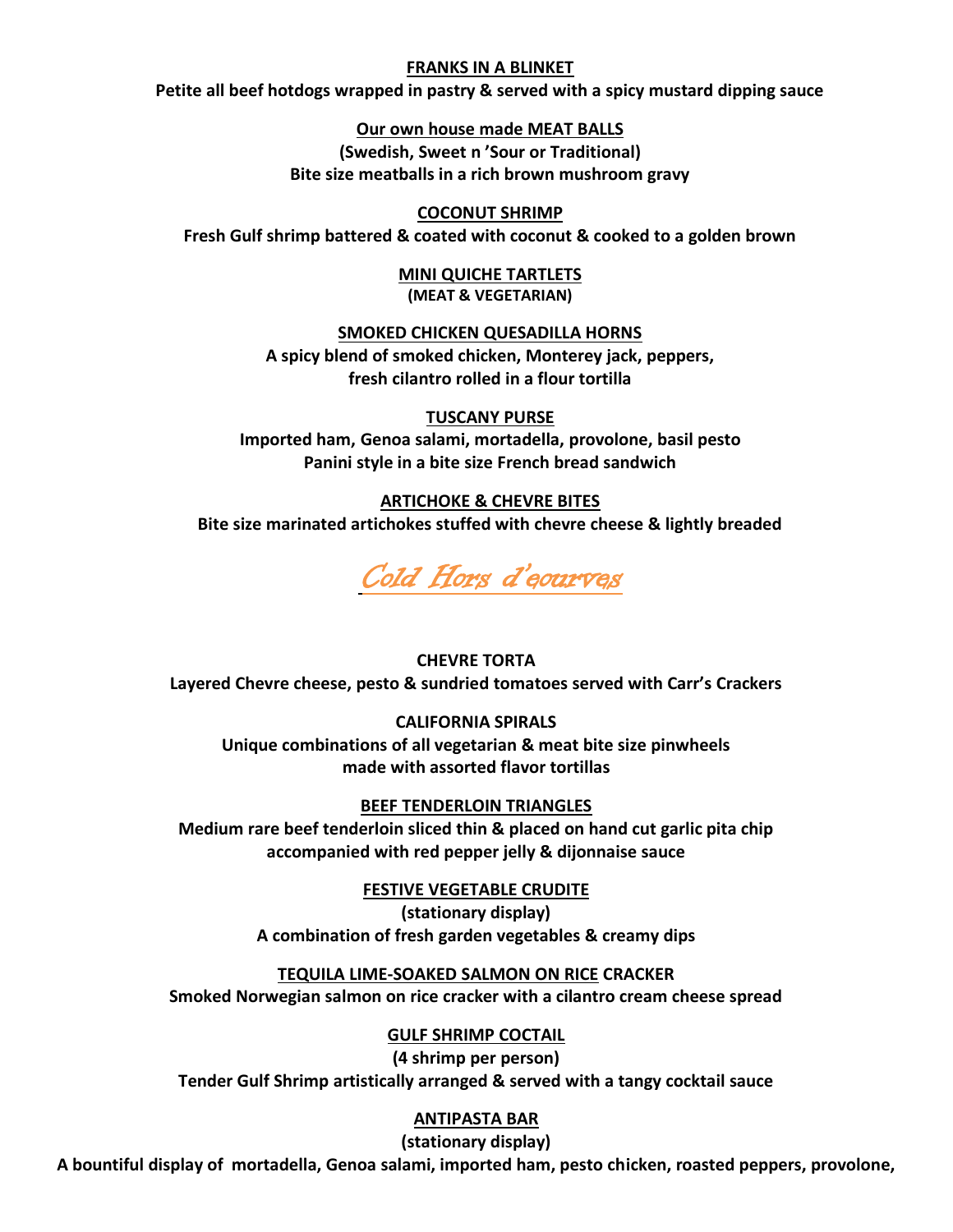**FRANKS IN A BLINKET**

**Petite all beef hotdogs wrapped in pastry & served with a spicy mustard dipping sauce**

**Our own house made MEAT BALLS**

**(Swedish, Sweet n 'Sour or Traditional)**

**Bite size meatballs in a rich brown mushroom gravy**

**COCONUT SHRIMP**

**Fresh Gulf shrimp battered & coated with coconut & cooked to a golden brown**

**MINI QUICHE TARTLETS**

**(MEAT & VEGETARIAN)**

**SMOKED CHICKEN QUESADILLA HORNS**

**A spicy blend of smoked chicken, Monterey jack, peppers, fresh cilantro rolled in a flour tortilla**

**TUSCANY PURSE**

**Imported ham, Genoa salami, mortadella, provolone, basil pesto Panini style in a bite size French bread sandwich**

**ARTICHOKE & CHEVRE BITES**

**Bite size marinated artichokes stuffed with chevre cheese & lightly breaded**

## *Cold Hors d'eourves*

**CHEVRE TORTA**

**Layered Chevre cheese, pesto & sundried tomatoes served with Carr's Crackers**

**CALIFORNIA SPIRALS**

**Unique combinations of all vegetarian & meat bite size pinwheels made with assorted flavor tortillas**

**BEEF TENDERLOIN TRIANGLES**

**Medium rare beef tenderloin sliced thin & placed on hand cut garlic pita chip accompanied with red pepper jelly & dijonnaise sauce**

**FESTIVE VEGETABLE CRUDITE**

**(stationary display)**

**A combination of fresh garden vegetables & creamy dips**

**TEQUILA LIME-SOAKED SALMON ON RICE CRACKER**

**Smoked Norwegian salmon on rice cracker with a cilantro cream cheese spread**

**GULF SHRIMP COCTAIL**

**(4 shrimp per person)**

**Tender Gulf Shrimp artistically arranged & served with a tangy cocktail sauce**

**ANTIPASTA BAR**

**(stationary display)**

**A bountiful display of mortadella, Genoa salami, imported ham, pesto chicken, roasted peppers, provolone,**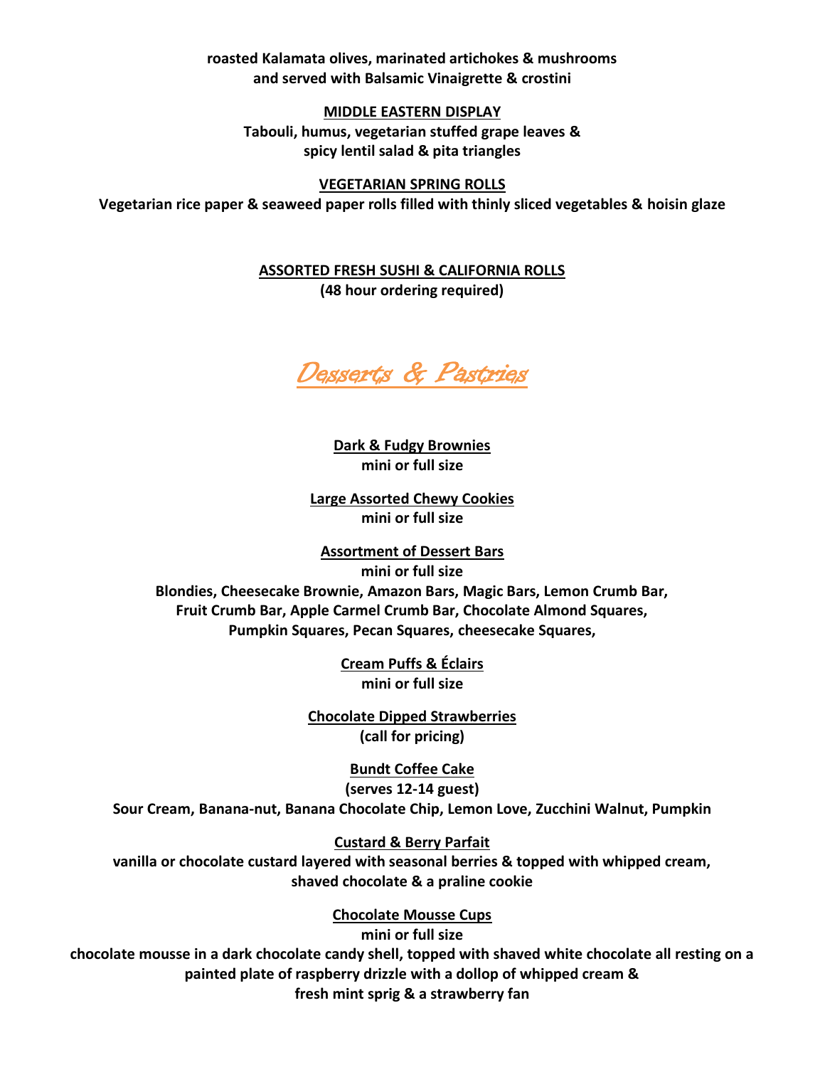**roasted Kalamata olives, marinated artichokes & mushrooms and served with Balsamic Vinaigrette & crostini**

**MIDDLE EASTERN DISPLAY**
**Tabouli, humus, vegetarian stuffed grape leaves & spicy lentil salad & pita triangles**

**VEGETARIAN SPRING ROLLS**
**Vegetarian rice paper & seaweed paper rolls filled with thinly sliced vegetables & hoisin glaze**

**ASSORTED FRESH SUSHI & CALIFORNIA ROLLS**
**(48 hour ordering required)**

# *Desserts & Pastries*

**Dark & Fudgy Brownies**
**mini or full size**

**Large Assorted Chewy Cookies**
**mini or full size**

**Assortment of Dessert Bars**
**mini or full size**
**Blondies, Cheesecake Brownie, Amazon Bars, Magic Bars, Lemon Crumb Bar, Fruit Crumb Bar, Apple Carmel Crumb Bar, Chocolate Almond Squares, Pumpkin Squares, Pecan Squares, cheesecake Squares,**

**Cream Puffs & Éclairs**
**mini or full size**

**Chocolate Dipped Strawberries**
**(call for pricing)**

**Bundt Coffee Cake**
**(serves 12-14 guest)**
**Sour Cream, Banana-nut, Banana Chocolate Chip, Lemon Love, Zucchini Walnut, Pumpkin**

**Custard & Berry Parfait**
**vanilla or chocolate custard layered with seasonal berries & topped with whipped cream, shaved chocolate & a praline cookie**

**Chocolate Mousse Cups**
**mini or full size**
**chocolate mousse in a dark chocolate candy shell, topped with shaved white chocolate all resting on a painted plate of raspberry drizzle with a dollop of whipped cream & fresh mint sprig & a strawberry fan**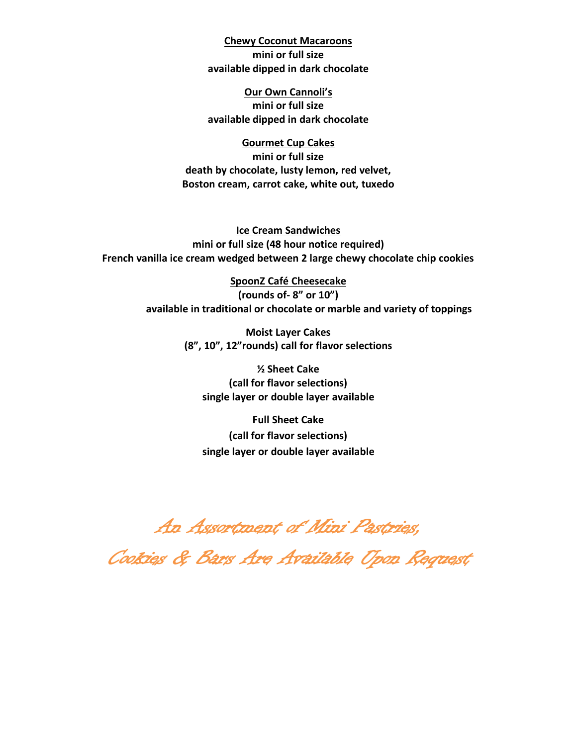**<u>Chewy Coconut Macaroons</u>**
**mini or full size**
**available dipped in dark chocolate**

**<u>Our Own Cannoli's</u>**
**mini or full size**
**available dipped in dark chocolate**

**<u>Gourmet Cup Cakes</u>**
**mini or full size**
**death by chocolate, lusty lemon, red velvet,**
**Boston cream, carrot cake, white out, tuxedo**

**<u>Ice Cream Sandwiches</u>**
**mini or full size (48 hour notice required)**
**French vanilla ice cream wedged between 2 large chewy chocolate chip cookies**

**<u>SpoonZ Café Cheesecake</u>**
**(rounds of- 8" or 10")**
**available in traditional or chocolate or marble and variety of toppings**

**Moist Layer Cakes**
**(8", 10", 12"rounds) call for flavor selections**

**½ Sheet Cake**
**(call for flavor selections)**
**single layer or double layer available**

**Full Sheet Cake**
**(call for flavor selections)**
**single layer or double layer available**

*An Assortment of Mini Pastries,*
*Cookies & Bars Are Available Upon Request*